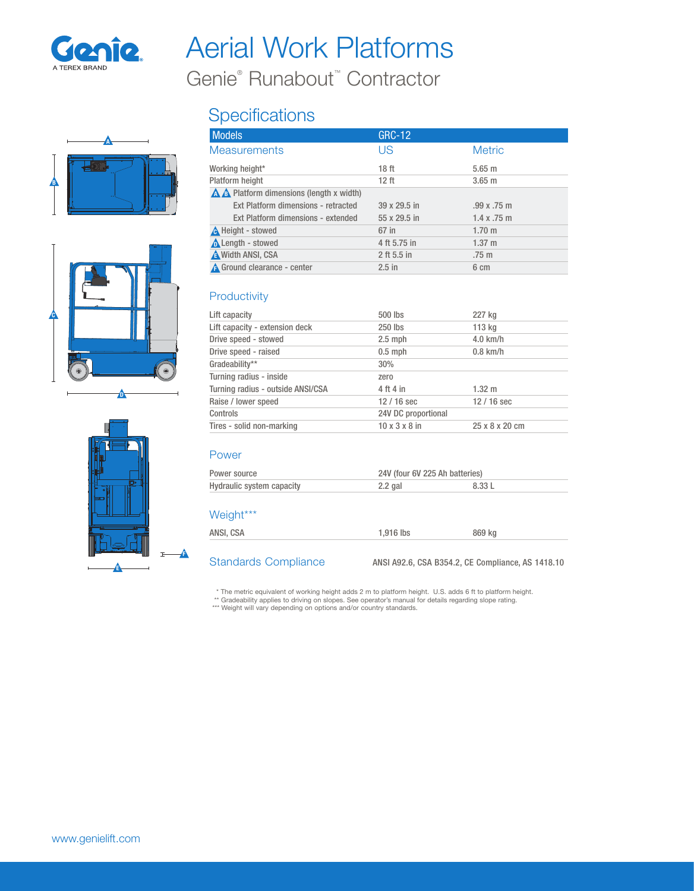Genie
A TEREX BRAND

# Aerial Work Platforms

## Genie® Runabout™ Contractor

## Specifications

| Models | GRC-12 | |
|---|---|---|
| **Measurements** | **US** | **Metric** |
| Working height* | 18 ft | 5.65 m |
| Platform height | 12 ft | 3.65 m |
| A B Platform dimensions (length x width) | | |
| Ext Platform dimensions - retracted | 39 x 29.5 in | .99 x .75 m |
| Ext Platform dimensions - extended | 55 x 29.5 in | 1.4 x .75 m |
| C Height - stowed | 67 in | 1.70 m |
| D Length - stowed | 4 ft 5.75 in | 1.37 m |
| E Width ANSI, CSA | 2 ft 5.5 in | .75 m |
| F Ground clearance - center | 2.5 in | 6 cm |

### Productivity

| | | |
|---|---|---|
| Lift capacity | 500 lbs | 227 kg |
| Lift capacity - extension deck | 250 lbs | 113 kg |
| Drive speed - stowed | 2.5 mph | 4.0 km/h |
| Drive speed - raised | 0.5 mph | 0.8 km/h |
| Gradeability** | 30% | |
| Turning radius - inside | zero | |
| Turning radius - outside ANSI/CSA | 4 ft 4 in | 1.32 m |
| Raise / lower speed | 12 / 16 sec | 12 / 16 sec |
| Controls | 24V DC proportional | |
| Tires - solid non-marking | 10 x 3 x 8 in | 25 x 8 x 20 cm |

### Power

| | | |
|---|---|---|
| Power source | 24V (four 6V 225 Ah batteries) | |
| Hydraulic system capacity | 2.2 gal | 8.33 L |

### Weight***

| | | |
|---|---|---|
| ANSI, CSA | 1,916 lbs | 869 kg |

### Standards Compliance

ANSI A92.6, CSA B354.2, CE Compliance, AS 1418.10

\* The metric equivalent of working height adds 2 m to platform height. U.S. adds 6 ft to platform height.
** Gradeability applies to driving on slopes. See operator's manual for details regarding slope rating.
*** Weight will vary depending on options and/or country standards.

www.genielift.com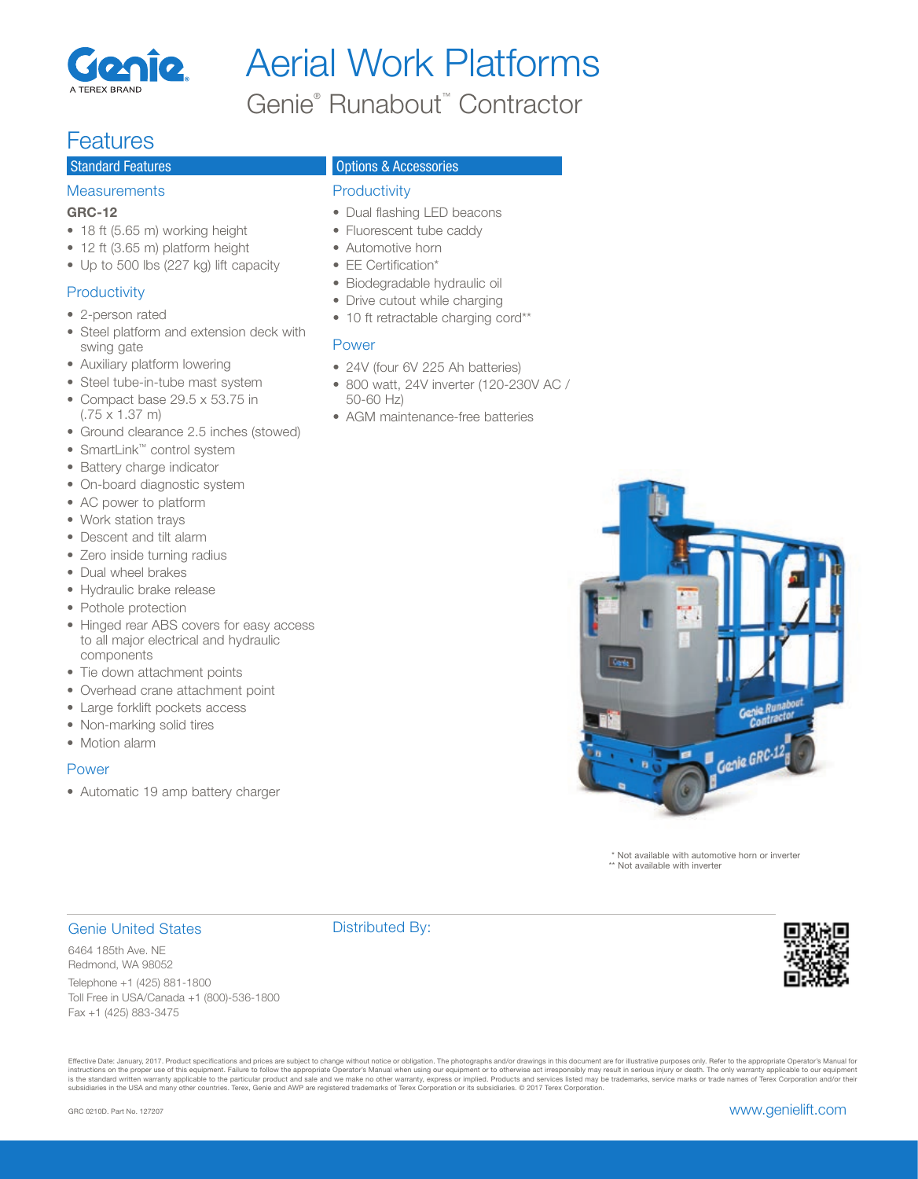# Aerial Work Platforms

## Genie® Runabout™ Contractor

# Features

## Standard Features

### Measurements

**GRC-12**

- 18 ft (5.65 m) working height
- 12 ft (3.65 m) platform height
- Up to 500 lbs (227 kg) lift capacity

### Productivity

- 2-person rated
- Steel platform and extension deck with swing gate
- Auxiliary platform lowering
- Steel tube-in-tube mast system
- Compact base 29.5 x 53.75 in (.75 x 1.37 m)
- Ground clearance 2.5 inches (stowed)
- SmartLink™ control system
- Battery charge indicator
- On-board diagnostic system
- AC power to platform
- Work station trays
- Descent and tilt alarm
- Zero inside turning radius
- Dual wheel brakes
- Hydraulic brake release
- Pothole protection
- Hinged rear ABS covers for easy access to all major electrical and hydraulic components
- Tie down attachment points
- Overhead crane attachment point
- Large forklift pockets access
- Non-marking solid tires
- Motion alarm

### Power

- Automatic 19 amp battery charger

## Options & Accessories

### Productivity

- Dual flashing LED beacons
- Fluorescent tube caddy
- Automotive horn
- EE Certification*
- Biodegradable hydraulic oil
- Drive cutout while charging
- 10 ft retractable charging cord**

### Power

- 24V (four 6V 225 Ah batteries)
- 800 watt, 24V inverter (120-230V AC / 50-60 Hz)
- AGM maintenance-free batteries

\* Not available with automotive horn or inverter
\*\* Not available with inverter

### Genie United States

6464 185th Ave. NE
Redmond, WA 98052

Telephone +1 (425) 881-1800
Toll Free in USA/Canada +1 (800)-536-1800
Fax +1 (425) 883-3475

Distributed By:

Effective Date: January, 2017. Product specifications and prices are subject to change without notice or obligation. The photographs and/or drawings in this document are for illustrative purposes only. Refer to the appropriate Operator's Manual for instructions on the proper use of this equipment. Failure to follow the appropriate Operator's Manual when using our equipment or to otherwise act irresponsibly may result in serious injury or death. The only warranty applicable to our equipment is the standard written warranty applicable to the particular product and sale and we make no other warranty, express or implied. Products and services listed may be trademarks, service marks or trade names of Terex Corporation and/or their subsidiaries in the USA and many other countries. Terex, Genie and AWP are registered trademarks of Terex Corporation or its subsidiaries. © 2017 Terex Corporation.

GRC 0210D. Part No. 127207

www.genielift.com